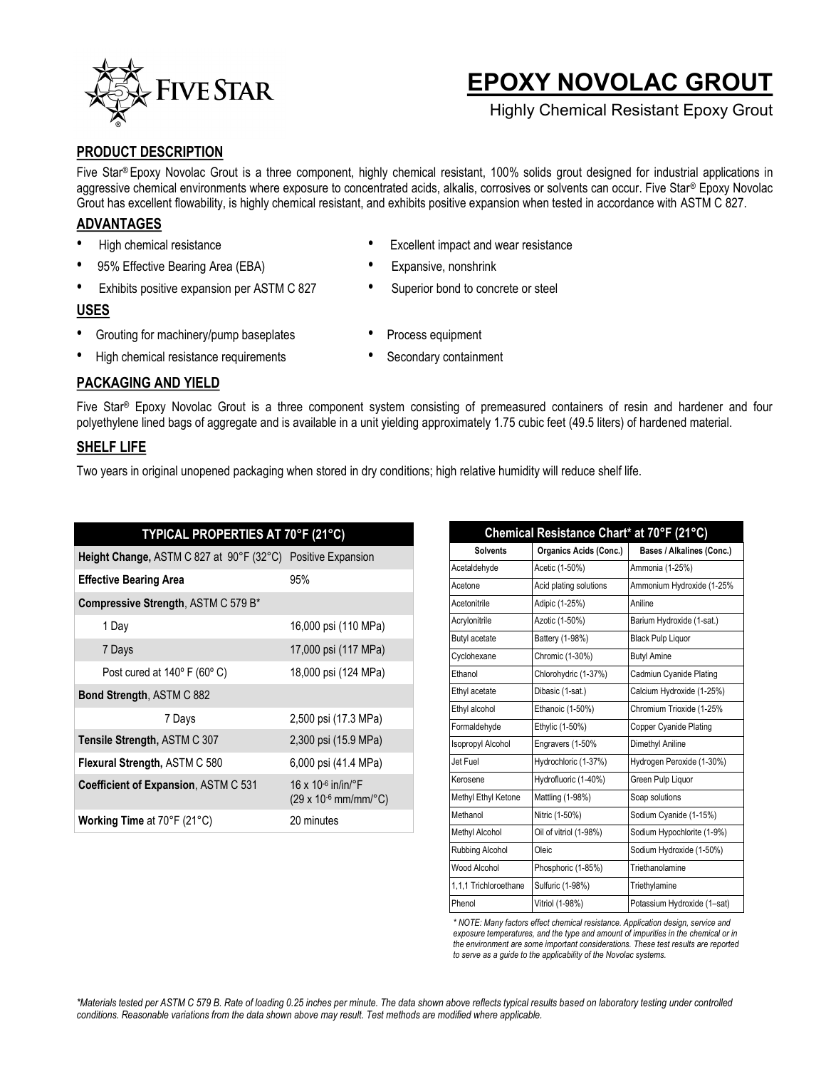# EPOXY NOVOLAC GROUT

Highly Chemical Resistant Epoxy Grout

## PRODUCT DESCRIPTION

Five Star® Epoxy Novolac Grout is a three component, highly chemical resistant, 100% solids grout designed for industrial applications in aggressive chemical environments where exposure to concentrated acids, alkalis, corrosives or solvents can occur. Five Star® Epoxy Novolac Grout has excellent flowability, is highly chemical resistant, and exhibits positive expansion when tested in accordance with ASTM C 827.

## ADVANTAGES

- High chemical resistance
- 95% Effective Bearing Area (EBA)
- Exhibits positive expansion per ASTM C 827
- Excellent impact and wear resistance
- Expansive, nonshrink
- Superior bond to concrete or steel

## USES

- Grouting for machinery/pump baseplates
- High chemical resistance requirements
- Process equipment
- Secondary containment

## PACKAGING AND YIELD

Five Star® Epoxy Novolac Grout is a three component system consisting of premeasured containers of resin and hardener and four polyethylene lined bags of aggregate and is available in a unit yielding approximately 1.75 cubic feet (49.5 liters) of hardened material.

## SHELF LIFE

Two years in original unopened packaging when stored in dry conditions; high relative humidity will reduce shelf life.

| TYPICAL PROPERTIES AT 70°F (21°C) | |
|---|---|
| **Height Change,** ASTM C 827 at 90°F (32°C) | Positive Expansion |
| **Effective Bearing Area** | 95% |
| **Compressive Strength**, ASTM C 579 B* | |
| 1 Day | 16,000 psi (110 MPa) |
| 7 Days | 17,000 psi (117 MPa) |
| Post cured at 140º F (60º C) | 18,000 psi (124 MPa) |
| **Bond Strength**, ASTM C 882 | |
| 7 Days | 2,500 psi (17.3 MPa) |
| **Tensile Strength,** ASTM C 307 | 2,300 psi (15.9 MPa) |
| **Flexural Strength,** ASTM C 580 | 6,000 psi (41.4 MPa) |
| **Coefficient of Expansion,** ASTM C 531 | $16 \times 10^{-6}$ in/in/°F ($29 \times 10^{-6}$ mm/mm/°C) |
| **Working Time** at 70°F (21°C) | 20 minutes |

| Chemical Resistance Chart* at 70°F (21°C) | | |
|---|---|---|
| **Solvents** | **Organics Acids (Conc.)** | **Bases / Alkalines (Conc.)** |
| Acetaldehyde | Acetic (1-50%) | Ammonia (1-25%) |
| Acetone | Acid plating solutions | Ammonium Hydroxide (1-25% |
| Acetonitrile | Adipic (1-25%) | Aniline |
| Acrylonitrile | Azotic (1-50%) | Barium Hydroxide (1-sat.) |
| Butyl acetate | Battery (1-98%) | Black Pulp Liquor |
| Cyclohexane | Chromic (1-30%) | Butyl Amine |
| Ethanol | Chlorohydric (1-37%) | Cadmiun Cyanide Plating |
| Ethyl acetate | Dibasic (1-sat.) | Calcium Hydroxide (1-25%) |
| Ethyl alcohol | Ethanoic (1-50%) | Chromium Trioxide (1-25% |
| Formaldehyde | Ethylic (1-50%) | Copper Cyanide Plating |
| Isopropyl Alcohol | Engravers (1-50% | Dimethyl Aniline |
| Jet Fuel | Hydrochloric (1-37%) | Hydrogen Peroxide (1-30%) |
| Kerosene | Hydrofluoric (1-40%) | Green Pulp Liquor |
| Methyl Ethyl Ketone | Mattling (1-98%) | Soap solutions |
| Methanol | Nitric (1-50%) | Sodium Cyanide (1-15%) |
| Methyl Alcohol | Oil of vitriol (1-98%) | Sodium Hypochlorite (1-9%) |
| Rubbing Alcohol | Oleic | Sodium Hydroxide (1-50%) |
| Wood Alcohol | Phosphoric (1-85%) | Triethanolamine |
| 1,1,1 Trichloroethane | Sulfuric (1-98%) | Triethylamine |
| Phenol | Vitriol (1-98%) | Potassium Hydroxide (1–sat) |

*\* NOTE: Many factors effect chemical resistance. Application design, service and exposure temperatures, and the type and amount of impurities in the chemical or in the environment are some important considerations. These test results are reported to serve as a guide to the applicability of the Novolac systems.*

*\*Materials tested per ASTM C 579 B. Rate of loading 0.25 inches per minute. The data shown above reflects typical results based on laboratory testing under controlled conditions. Reasonable variations from the data shown above may result. Test methods are modified where applicable.*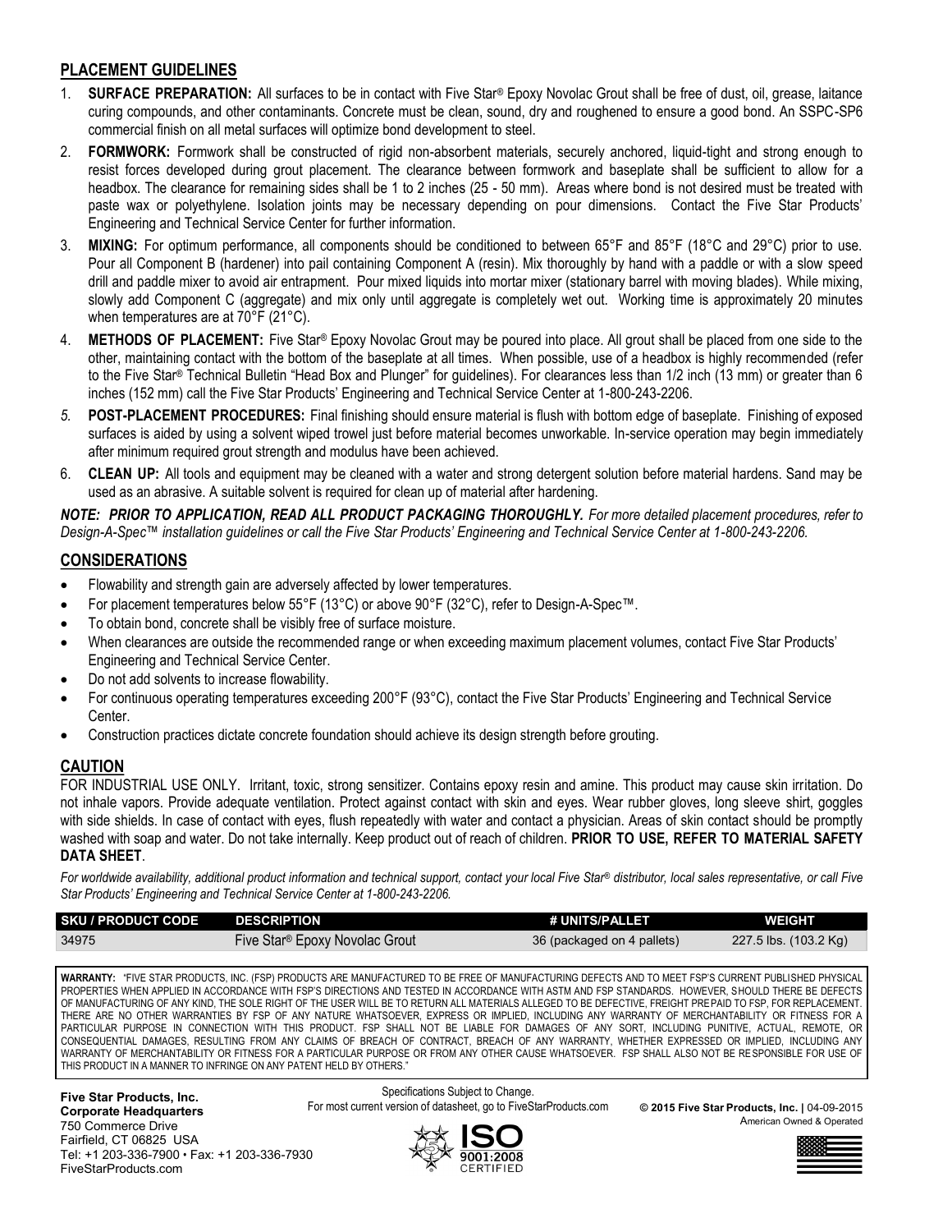## PLACEMENT GUIDELINES

1. **SURFACE PREPARATION:** All surfaces to be in contact with Five Star® Epoxy Novolac Grout shall be free of dust, oil, grease, laitance curing compounds, and other contaminants. Concrete must be clean, sound, dry and roughened to ensure a good bond. An SSPC-SP6 commercial finish on all metal surfaces will optimize bond development to steel.
2. **FORMWORK:** Formwork shall be constructed of rigid non-absorbent materials, securely anchored, liquid-tight and strong enough to resist forces developed during grout placement. The clearance between formwork and baseplate shall be sufficient to allow for a headbox. The clearance for remaining sides shall be 1 to 2 inches (25 - 50 mm). Areas where bond is not desired must be treated with paste wax or polyethylene. Isolation joints may be necessary depending on pour dimensions. Contact the Five Star Products' Engineering and Technical Service Center for further information.
3. **MIXING:** For optimum performance, all components should be conditioned to between 65°F and 85°F (18°C and 29°C) prior to use. Pour all Component B (hardener) into pail containing Component A (resin). Mix thoroughly by hand with a paddle or with a slow speed drill and paddle mixer to avoid air entrapment. Pour mixed liquids into mortar mixer (stationary barrel with moving blades). While mixing, slowly add Component C (aggregate) and mix only until aggregate is completely wet out. Working time is approximately 20 minutes when temperatures are at 70°F (21°C).
4. **METHODS OF PLACEMENT:** Five Star® Epoxy Novolac Grout may be poured into place. All grout shall be placed from one side to the other, maintaining contact with the bottom of the baseplate at all times. When possible, use of a headbox is highly recommended (refer to the Five Star® Technical Bulletin "Head Box and Plunger" for guidelines). For clearances less than 1/2 inch (13 mm) or greater than 6 inches (152 mm) call the Five Star Products' Engineering and Technical Service Center at 1-800-243-2206.
5. **POST-PLACEMENT PROCEDURES:** Final finishing should ensure material is flush with bottom edge of baseplate. Finishing of exposed surfaces is aided by using a solvent wiped trowel just before material becomes unworkable. In-service operation may begin immediately after minimum required grout strength and modulus have been achieved.
6. **CLEAN UP:** All tools and equipment may be cleaned with a water and strong detergent solution before material hardens. Sand may be used as an abrasive. A suitable solvent is required for clean up of material after hardening.

***NOTE: PRIOR TO APPLICATION, READ ALL PRODUCT PACKAGING THOROUGHLY.*** *For more detailed placement procedures, refer to Design-A-Spec™ installation guidelines or call the Five Star Products' Engineering and Technical Service Center at 1-800-243-2206.*

## CONSIDERATIONS

- Flowability and strength gain are adversely affected by lower temperatures.
- For placement temperatures below 55°F (13°C) or above 90°F (32°C), refer to Design-A-Spec™.
- To obtain bond, concrete shall be visibly free of surface moisture.
- When clearances are outside the recommended range or when exceeding maximum placement volumes, contact Five Star Products' Engineering and Technical Service Center.
- Do not add solvents to increase flowability.
- For continuous operating temperatures exceeding 200°F (93°C), contact the Five Star Products' Engineering and Technical Service Center.
- Construction practices dictate concrete foundation should achieve its design strength before grouting.

## CAUTION

FOR INDUSTRIAL USE ONLY. Irritant, toxic, strong sensitizer. Contains epoxy resin and amine. This product may cause skin irritation. Do not inhale vapors. Provide adequate ventilation. Protect against contact with skin and eyes. Wear rubber gloves, long sleeve shirt, goggles with side shields. In case of contact with eyes, flush repeatedly with water and contact a physician. Areas of skin contact should be promptly washed with soap and water. Do not take internally. Keep product out of reach of children. **PRIOR TO USE, REFER TO MATERIAL SAFETY DATA SHEET**.

*For worldwide availability, additional product information and technical support, contact your local Five Star® distributor, local sales representative, or call Five Star Products' Engineering and Technical Service Center at 1-800-243-2206.*

| SKU / PRODUCT CODE | DESCRIPTION | # UNITS/PALLET | WEIGHT |
|---|---|---|---|
| 34975 | Five Star® Epoxy Novolac Grout | 36 (packaged on 4 pallets) | 227.5 lbs. (103.2 Kg) |

**WARRANTY:** "FIVE STAR PRODUCTS, INC. (FSP) PRODUCTS ARE MANUFACTURED TO BE FREE OF MANUFACTURING DEFECTS AND TO MEET FSP'S CURRENT PUBLISHED PHYSICAL PROPERTIES WHEN APPLIED IN ACCORDANCE WITH FSP'S DIRECTIONS AND TESTED IN ACCORDANCE WITH ASTM AND FSP STANDARDS. HOWEVER, SHOULD THERE BE DEFECTS OF MANUFACTURING OF ANY KIND, THE SOLE RIGHT OF THE USER WILL BE TO RETURN ALL MATERIALS ALLEGED TO BE DEFECTIVE, FREIGHT PREPAID TO FSP, FOR REPLACEMENT. THERE ARE NO OTHER WARRANTIES BY FSP OF ANY NATURE WHATSOEVER, EXPRESS OR IMPLIED, INCLUDING ANY WARRANTY OF MERCHANTABILITY OR FITNESS FOR A PARTICULAR PURPOSE IN CONNECTION WITH THIS PRODUCT. FSP SHALL NOT BE LIABLE FOR DAMAGES OF ANY SORT, INCLUDING PUNITIVE, ACTUAL, REMOTE, OR CONSEQUENTIAL DAMAGES, RESULTING FROM ANY CLAIMS OF BREACH OF CONTRACT, BREACH OF ANY WARRANTY, WHETHER EXPRESSED OR IMPLIED, INCLUDING ANY WARRANTY OF MERCHANTABILITY OR FITNESS FOR A PARTICULAR PURPOSE OR FROM ANY OTHER CAUSE WHATSOEVER. FSP SHALL ALSO NOT BE RESPONSIBLE FOR USE OF THIS PRODUCT IN A MANNER TO INFRINGE ON ANY PATENT HELD BY OTHERS."

**Five Star Products, Inc.**
**Corporate Headquarters**
750 Commerce Drive
Fairfield, CT 06825 USA
Tel: +1 203-336-7900 • Fax: +1 203-336-7930
FiveStarProducts.com

Specifications Subject to Change.
For most current version of datasheet, go to FiveStarProducts.com

ISO 9001:2008 CERTIFIED

**© 2015 Five Star Products, Inc.** | 04-09-2015
American Owned & Operated